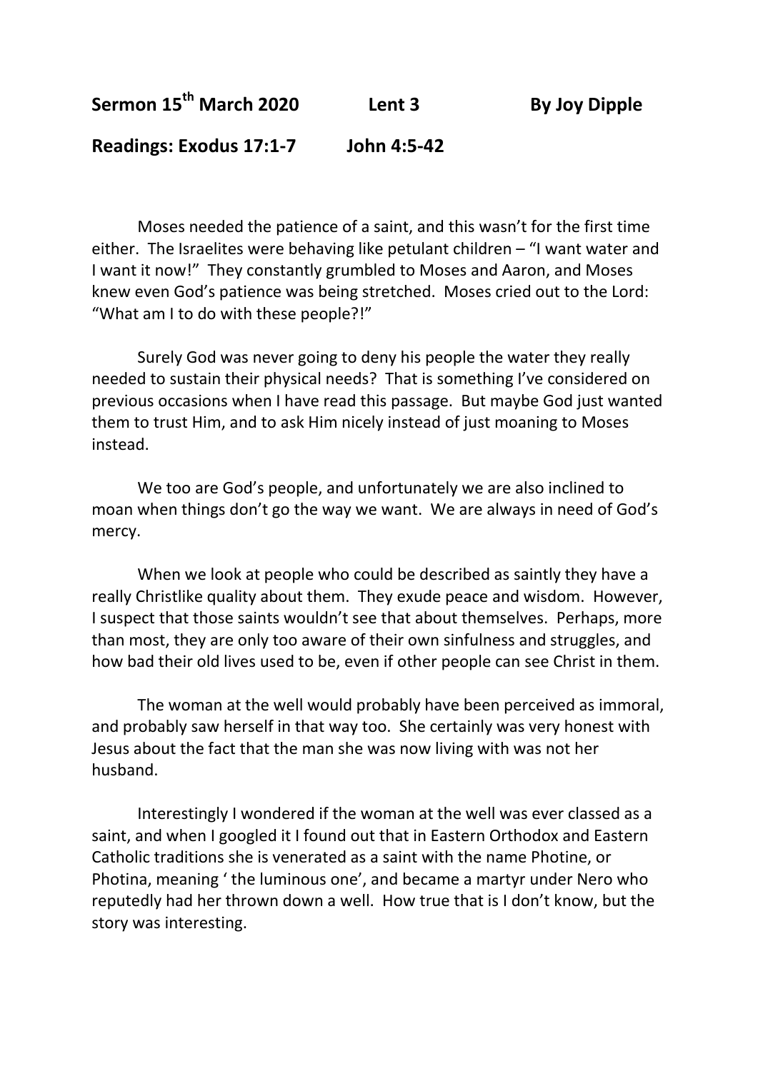**Sermon 15th March 2020 Lent 3 By Joy Dipple**

**Readings: Exodus 17:1-7 John 4:5-42**

Moses needed the patience of a saint, and this wasn't for the first time either. The Israelites were behaving like petulant children – "I want water and I want it now!" They constantly grumbled to Moses and Aaron, and Moses knew even God's patience was being stretched. Moses cried out to the Lord: "What am I to do with these people?!"

Surely God was never going to deny his people the water they really needed to sustain their physical needs? That is something I've considered on previous occasions when I have read this passage. But maybe God just wanted them to trust Him, and to ask Him nicely instead of just moaning to Moses instead.

We too are God's people, and unfortunately we are also inclined to moan when things don't go the way we want. We are always in need of God's mercy.

When we look at people who could be described as saintly they have a really Christlike quality about them. They exude peace and wisdom. However, I suspect that those saints wouldn't see that about themselves. Perhaps, more than most, they are only too aware of their own sinfulness and struggles, and how bad their old lives used to be, even if other people can see Christ in them.

The woman at the well would probably have been perceived as immoral, and probably saw herself in that way too. She certainly was very honest with Jesus about the fact that the man she was now living with was not her husband.

Interestingly I wondered if the woman at the well was ever classed as a saint, and when I googled it I found out that in Eastern Orthodox and Eastern Catholic traditions she is venerated as a saint with the name Photine, or Photina, meaning ' the luminous one', and became a martyr under Nero who reputedly had her thrown down a well. How true that is I don't know, but the story was interesting.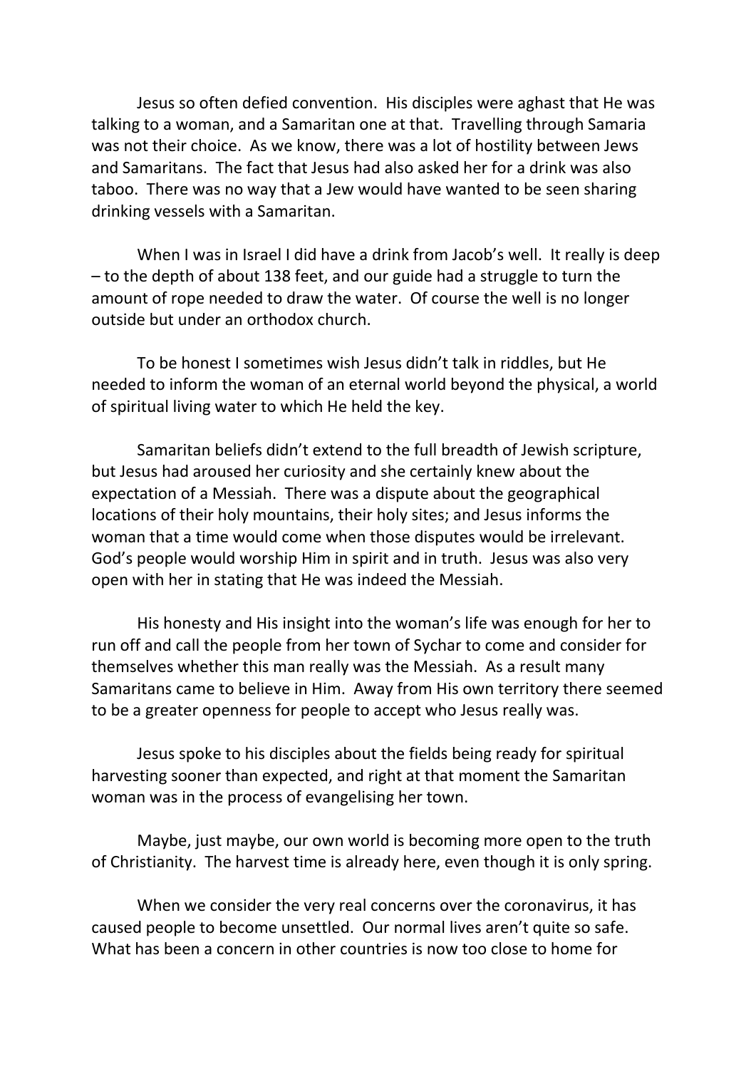Jesus so often defied convention. His disciples were aghast that He was talking to a woman, and a Samaritan one at that. Travelling through Samaria was not their choice. As we know, there was a lot of hostility between Jews and Samaritans. The fact that Jesus had also asked her for a drink was also taboo. There was no way that a Jew would have wanted to be seen sharing drinking vessels with a Samaritan.

When I was in Israel I did have a drink from Jacob's well. It really is deep – to the depth of about 138 feet, and our guide had a struggle to turn the amount of rope needed to draw the water. Of course the well is no longer outside but under an orthodox church.

To be honest I sometimes wish Jesus didn't talk in riddles, but He needed to inform the woman of an eternal world beyond the physical, a world of spiritual living water to which He held the key.

Samaritan beliefs didn't extend to the full breadth of Jewish scripture, but Jesus had aroused her curiosity and she certainly knew about the expectation of a Messiah. There was a dispute about the geographical locations of their holy mountains, their holy sites; and Jesus informs the woman that a time would come when those disputes would be irrelevant. God's people would worship Him in spirit and in truth. Jesus was also very open with her in stating that He was indeed the Messiah.

His honesty and His insight into the woman's life was enough for her to run off and call the people from her town of Sychar to come and consider for themselves whether this man really was the Messiah. As a result many Samaritans came to believe in Him. Away from His own territory there seemed to be a greater openness for people to accept who Jesus really was.

Jesus spoke to his disciples about the fields being ready for spiritual harvesting sooner than expected, and right at that moment the Samaritan woman was in the process of evangelising her town.

Maybe, just maybe, our own world is becoming more open to the truth of Christianity. The harvest time is already here, even though it is only spring.

When we consider the very real concerns over the coronavirus, it has caused people to become unsettled. Our normal lives aren't quite so safe. What has been a concern in other countries is now too close to home for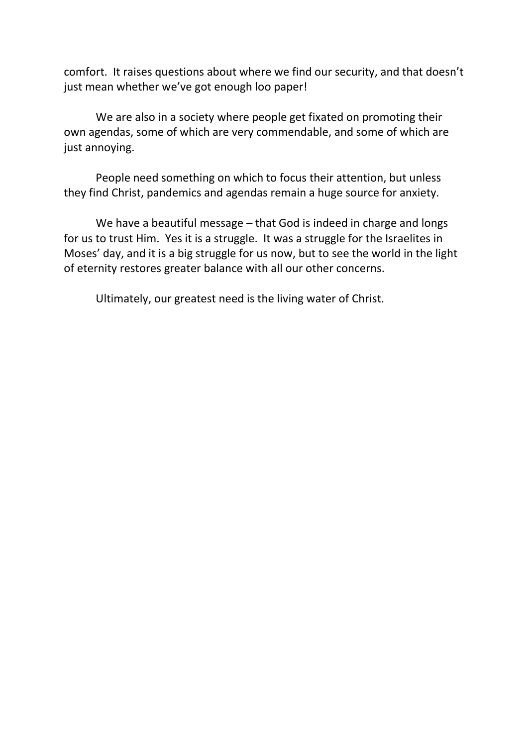comfort. It raises questions about where we find our security, and that doesn't just mean whether we've got enough loo paper!

We are also in a society where people get fixated on promoting their own agendas, some of which are very commendable, and some of which are just annoying.

People need something on which to focus their attention, but unless they find Christ, pandemics and agendas remain a huge source for anxiety.

We have a beautiful message – that God is indeed in charge and longs for us to trust Him. Yes it is a struggle. It was a struggle for the Israelites in Moses' day, and it is a big struggle for us now, but to see the world in the light of eternity restores greater balance with all our other concerns.

Ultimately, our greatest need is the living water of Christ.